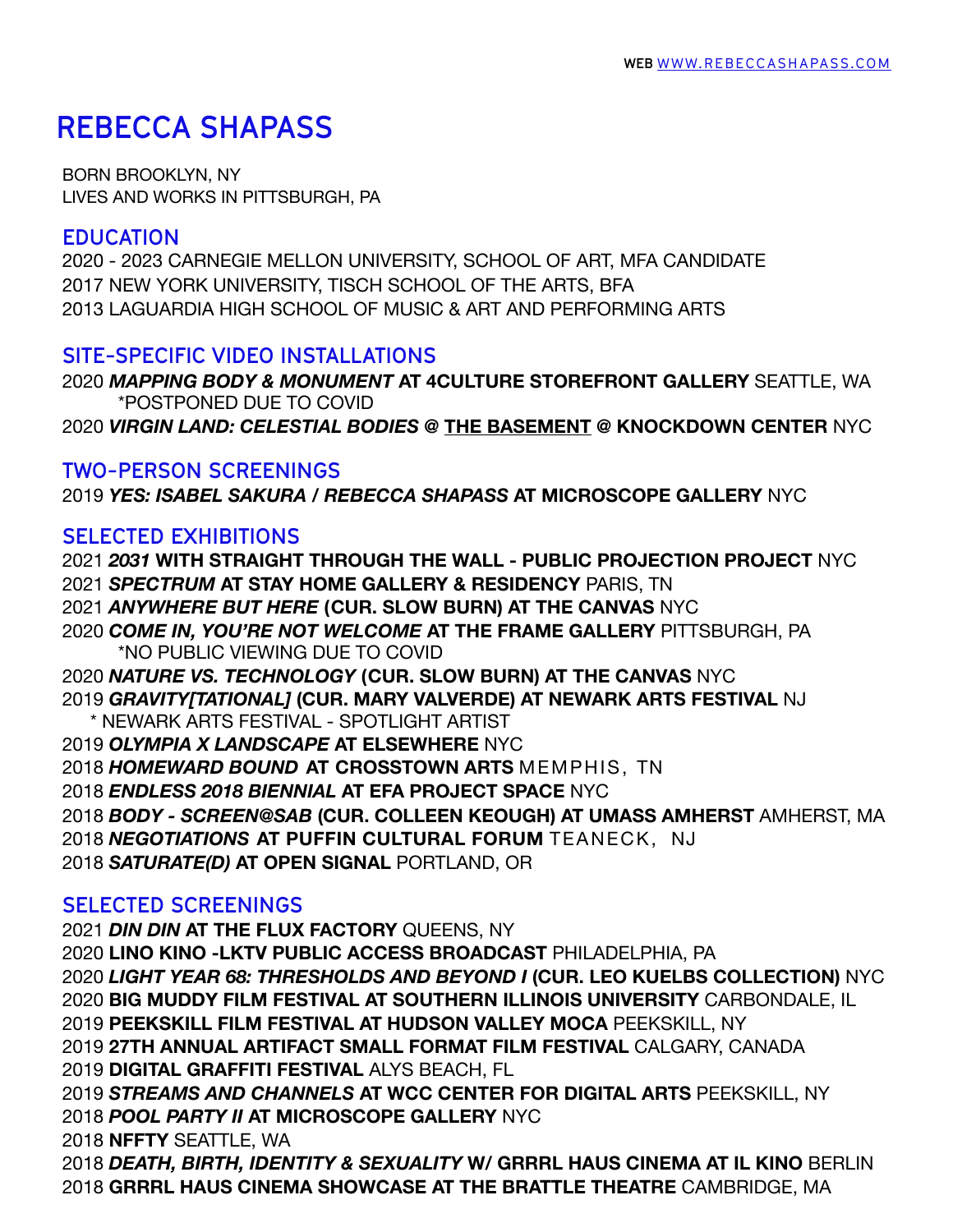WEB [WWW.REBECCASHAPASS.COM](http://www.rebeccashapass.com)

# REBECCA SHAPASS

BORN BROOKLYN, NY
LIVES AND WORKS IN PITTSBURGH, PA

## EDUCATION

2020 - 2023 CARNEGIE MELLON UNIVERSITY, SCHOOL OF ART, MFA CANDIDATE
2017 NEW YORK UNIVERSITY, TISCH SCHOOL OF THE ARTS, BFA
2013 LAGUARDIA HIGH SCHOOL OF MUSIC & ART AND PERFORMING ARTS

## SITE-SPECIFIC VIDEO INSTALLATIONS

2020 ***MAPPING BODY & MONUMENT*** **AT 4CULTURE STOREFRONT GALLERY** SEATTLE, WA
*POSTPONED DUE TO COVID
2020 ***VIRGIN LAND: CELESTIAL BODIES*** **@ THE BASEMENT @ KNOCKDOWN CENTER** NYC

## TWO-PERSON SCREENINGS

2019 ***YES: ISABEL SAKURA / REBECCA SHAPASS*** **AT MICROSCOPE GALLERY** NYC

## SELECTED EXHIBITIONS

2021 ***2031*** **WITH STRAIGHT THROUGH THE WALL - PUBLIC PROJECTION PROJECT** NYC
2021 ***SPECTRUM*** **AT STAY HOME GALLERY & RESIDENCY** PARIS, TN
2021 ***ANYWHERE BUT HERE*** **(CUR. SLOW BURN) AT THE CANVAS** NYC
2020 ***COME IN, YOU'RE NOT WELCOME*** **AT THE FRAME GALLERY** PITTSBURGH, PA
*NO PUBLIC VIEWING DUE TO COVID
2020 ***NATURE VS. TECHNOLOGY*** **(CUR. SLOW BURN) AT THE CANVAS** NYC
2019 ***GRAVITY[TATIONAL]*** **(CUR. MARY VALVERDE) AT NEWARK ARTS FESTIVAL** NJ
* NEWARK ARTS FESTIVAL - SPOTLIGHT ARTIST
2019 ***OLYMPIA X LANDSCAPE*** **AT ELSEWHERE** NYC
2018 ***HOMEWARD BOUND*** **AT CROSSTOWN ARTS** MEMPHIS, TN
2018 ***ENDLESS 2018 BIENNIAL*** **AT EFA PROJECT SPACE** NYC
2018 ***BODY - SCREEN@SAB*** **(CUR. COLLEEN KEOUGH) AT UMASS AMHERST** AMHERST, MA
2018 ***NEGOTIATIONS*** **AT PUFFIN CULTURAL FORUM** TEANECK, NJ
2018 ***SATURATE(D)*** **AT OPEN SIGNAL** PORTLAND, OR

## SELECTED SCREENINGS

2021 ***DIN DIN*** **AT THE FLUX FACTORY** QUEENS, NY
2020 **LINO KINO -LKTV PUBLIC ACCESS BROADCAST** PHILADELPHIA, PA
2020 ***LIGHT YEAR 68: THRESHOLDS AND BEYOND I*** **(CUR. LEO KUELBS COLLECTION)** NYC
2020 **BIG MUDDY FILM FESTIVAL AT SOUTHERN ILLINOIS UNIVERSITY** CARBONDALE, IL
2019 **PEEKSKILL FILM FESTIVAL AT HUDSON VALLEY MOCA** PEEKSKILL, NY
2019 **27TH ANNUAL ARTIFACT SMALL FORMAT FILM FESTIVAL** CALGARY, CANADA
2019 **DIGITAL GRAFFITI FESTIVAL** ALYS BEACH, FL
2019 ***STREAMS AND CHANNELS*** **AT WCC CENTER FOR DIGITAL ARTS** PEEKSKILL, NY
2018 ***POOL PARTY II*** **AT MICROSCOPE GALLERY** NYC
2018 **NFFTY** SEATTLE, WA
2018 ***DEATH, BIRTH, IDENTITY & SEXUALITY*** **W/ GRRRL HAUS CINEMA AT IL KINO** BERLIN
2018 **GRRRL HAUS CINEMA SHOWCASE AT THE BRATTLE THEATRE** CAMBRIDGE, MA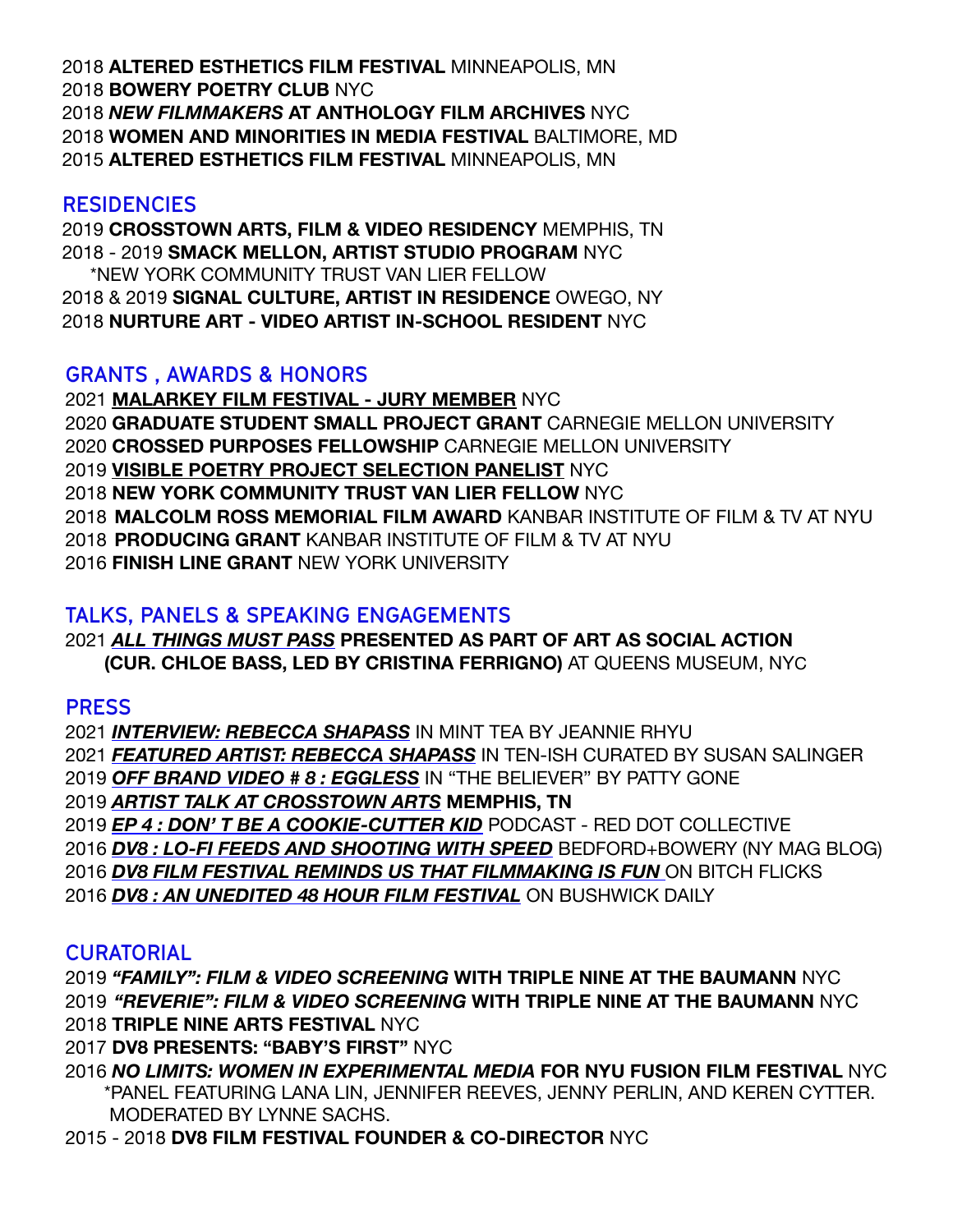2018 **ALTERED ESTHETICS FILM FESTIVAL** MINNEAPOLIS, MN
2018 **BOWERY POETRY CLUB** NYC
2018 ***NEW FILMMAKERS* AT ANTHOLOGY FILM ARCHIVES** NYC
2018 **WOMEN AND MINORITIES IN MEDIA FESTIVAL** BALTIMORE, MD
2015 **ALTERED ESTHETICS FILM FESTIVAL** MINNEAPOLIS, MN

## RESIDENCIES

2019 **CROSSTOWN ARTS, FILM & VIDEO RESIDENCY** MEMPHIS, TN
2018 - 2019 **SMACK MELLON, ARTIST STUDIO PROGRAM** NYC
*NEW YORK COMMUNITY TRUST VAN LIER FELLOW
2018 & 2019 **SIGNAL CULTURE, ARTIST IN RESIDENCE** OWEGO, NY
2018 **NURTURE ART - VIDEO ARTIST IN-SCHOOL RESIDENT** NYC

## GRANTS , AWARDS & HONORS

2021 **MALARKEY FILM FESTIVAL - JURY MEMBER** NYC
2020 **GRADUATE STUDENT SMALL PROJECT GRANT** CARNEGIE MELLON UNIVERSITY
2020 **CROSSED PURPOSES FELLOWSHIP** CARNEGIE MELLON UNIVERSITY
2019 **VISIBLE POETRY PROJECT SELECTION PANELIST** NYC
2018 **NEW YORK COMMUNITY TRUST VAN LIER FELLOW** NYC
2018 **MALCOLM ROSS MEMORIAL FILM AWARD** KANBAR INSTITUTE OF FILM & TV AT NYU
2018 **PRODUCING GRANT** KANBAR INSTITUTE OF FILM & TV AT NYU
2016 **FINISH LINE GRANT** NEW YORK UNIVERSITY

## TALKS, PANELS & SPEAKING ENGAGEMENTS

2021 ***ALL THINGS MUST PASS* PRESENTED AS PART OF ART AS SOCIAL ACTION (CUR. CHLOE BASS, LED BY CRISTINA FERRIGNO)** AT QUEENS MUSEUM, NYC

## PRESS

2021 ***INTERVIEW: REBECCA SHAPASS*** IN MINT TEA BY JEANNIE RHYU
2021 ***FEATURED ARTIST: REBECCA SHAPASS*** IN TEN-ISH CURATED BY SUSAN SALINGER
2019 ***OFF BRAND VIDEO # 8 : EGGLESS*** IN "THE BELIEVER" BY PATTY GONE
2019 ***ARTIST TALK AT CROSSTOWN ARTS*** **MEMPHIS, TN**
2019 ***EP 4 : DON' T BE A COOKIE-CUTTER KID*** PODCAST - RED DOT COLLECTIVE
2016 ***DV8 : LO-FI FEEDS AND SHOOTING WITH SPEED*** BEDFORD+BOWERY (NY MAG BLOG)
2016 ***DV8 FILM FESTIVAL REMINDS US THAT FILMMAKING IS FUN*** ON BITCH FLICKS
2016 ***DV8 : AN UNEDITED 48 HOUR FILM FESTIVAL*** ON BUSHWICK DAILY

## CURATORIAL

2019 ***"FAMILY": FILM & VIDEO SCREENING* WITH TRIPLE NINE AT THE BAUMANN** NYC
2019 ***"REVERIE": FILM & VIDEO SCREENING* WITH TRIPLE NINE AT THE BAUMANN** NYC
2018 **TRIPLE NINE ARTS FESTIVAL** NYC
2017 **DV8 PRESENTS: "BABY'S FIRST"** NYC
2016 ***NO LIMITS: WOMEN IN EXPERIMENTAL MEDIA* FOR NYU FUSION FILM FESTIVAL** NYC
*PANEL FEATURING LANA LIN, JENNIFER REEVES, JENNY PERLIN, AND KEREN CYTTER. MODERATED BY LYNNE SACHS.
2015 - 2018 **DV8 FILM FESTIVAL FOUNDER & CO-DIRECTOR** NYC